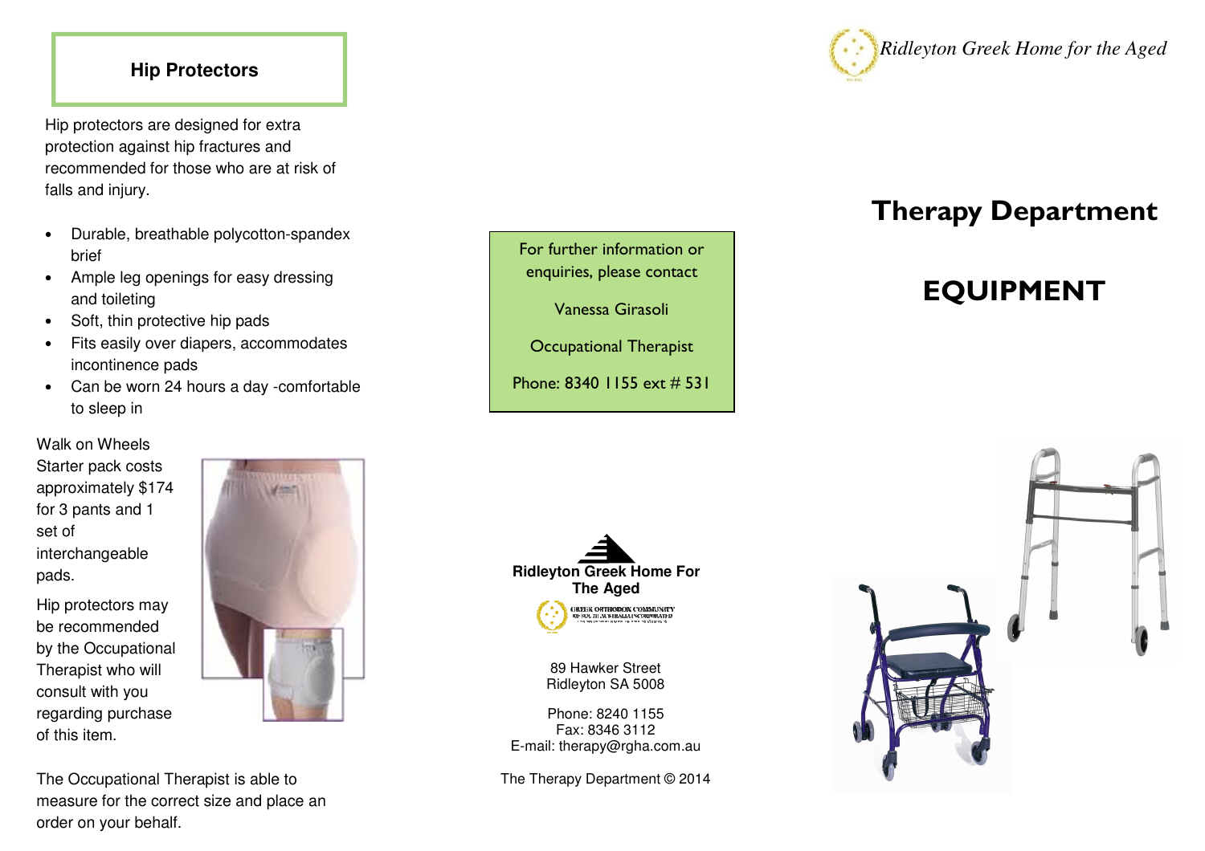## Hip Protectors

Hip protectors are designed for extra protection against hip fractures and recommended for those who are at risk of falls and injury.

- Durable, breathable polycotton-spandex brief
- Ample leg openings for easy dressing and toileting
- Soft, thin protective hip pads
- Fits easily over diapers, accommodates incontinence pads
- Can be worn 24 hours a day -comfortable to sleep in

Walk on Wheels Starter pack costs approximately $174 for 3 pants and 1 set of interchangeable pads.

Hip protectors may be recommended by the Occupational Therapist who will consult with you regarding purchase of this item.

The Occupational Therapist is able to measure for the correct size and place an order on your behalf.

For further information or enquiries, please contact

Vanessa Girasoli

Occupational Therapist

Phone: 8340 1155 ext # 531

**Ridleyton Greek Home For The Aged**

GREEK ORTHODOX COMMUNITY OF SOUTH AUSTRALIA INCORPORATED

89 Hawker Street
Ridleyton SA 5008

Phone: 8240 1155
Fax: 8346 3112
E-mail: therapy@rgha.com.au

The Therapy Department © 2014

*Ridleyton Greek Home for the Aged*

# Therapy Department

# EQUIPMENT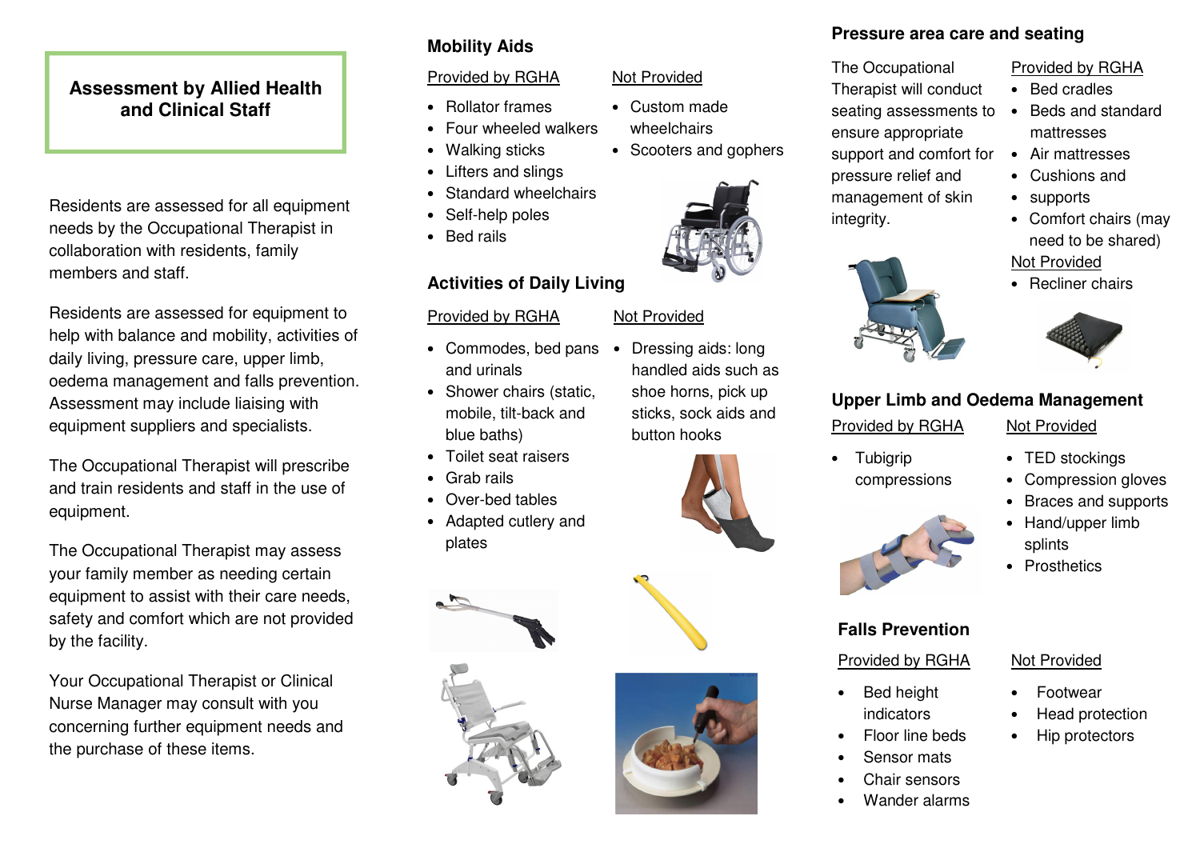## Assessment by Allied Health and Clinical Staff

Residents are assessed for all equipment needs by the Occupational Therapist in collaboration with residents, family members and staff.

Residents are assessed for equipment to help with balance and mobility, activities of daily living, pressure care, upper limb, oedema management and falls prevention. Assessment may include liaising with equipment suppliers and specialists.

The Occupational Therapist will prescribe and train residents and staff in the use of equipment.

The Occupational Therapist may assess your family member as needing certain equipment to assist with their care needs, safety and comfort which are not provided by the facility.

Your Occupational Therapist or Clinical Nurse Manager may consult with you concerning further equipment needs and the purchase of these items.

### Mobility Aids

Provided by RGHA

- Rollator frames
- Four wheeled walkers
- Walking sticks
- Lifters and slings
- Standard wheelchairs
- Self-help poles
- Bed rails

Not Provided

- Custom made wheelchairs
- Scooters and gophers

### Activities of Daily Living

Provided by RGHA

- Commodes, bed pans and urinals
- Shower chairs (static, mobile, tilt-back and blue baths)
- Toilet seat raisers
- Grab rails
- Over-bed tables
- Adapted cutlery and plates

Not Provided

- Dressing aids: long handled aids such as shoe horns, pick up sticks, sock aids and button hooks

### Pressure area care and seating

The Occupational Therapist will conduct seating assessments to ensure appropriate support and comfort for pressure relief and management of skin integrity.

Provided by RGHA

- Bed cradles
- Beds and standard mattresses
- Air mattresses
- Cushions and
- supports
- Comfort chairs (may need to be shared)

Not Provided

- Recliner chairs

### Upper Limb and Oedema Management

Provided by RGHA

- Tubigrip compressions

Not Provided

- TED stockings
- Compression gloves
- Braces and supports
- Hand/upper limb splints
- Prosthetics

### Falls Prevention

Provided by RGHA

- Bed height indicators
- Floor line beds
- Sensor mats
- Chair sensors
- Wander alarms

Not Provided

- Footwear
- Head protection
- Hip protectors